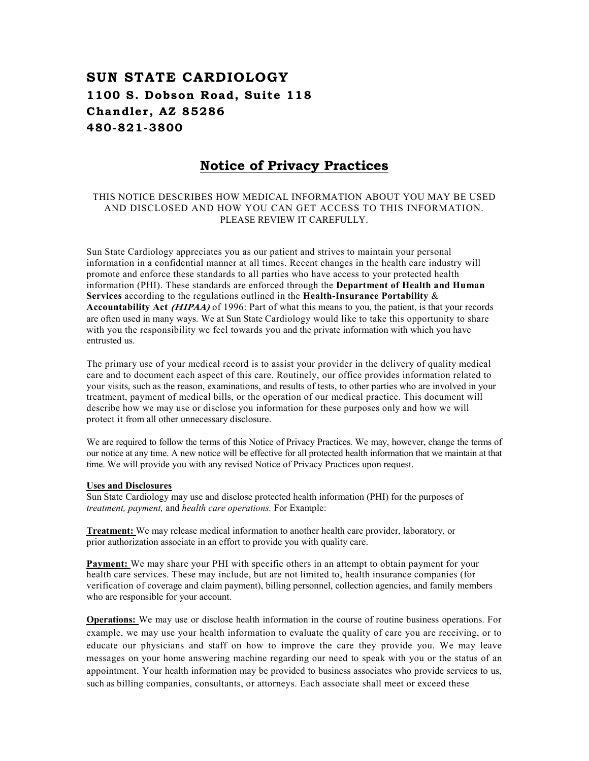# SUN STATE CARDIOLOGY

**1100 S. Dobson Road, Suite 118**
**Chandler, AZ 85286**
**480-821-3800**

## Notice of Privacy Practices

THIS NOTICE DESCRIBES HOW MEDICAL INFORMATION ABOUT YOU MAY BE USED AND DISCLOSED AND HOW YOU CAN GET ACCESS TO THIS INFORMATION. PLEASE REVIEW IT CAREFULLY.

Sun State Cardiology appreciates you as our patient and strives to maintain your personal information in a confidential manner at all times. Recent changes in the health care industry will promote and enforce these standards to all parties who have access to your protected health information (PHI). These standards are enforced through the **Department of Health and Human Services** according to the regulations outlined in the **Health-Insurance Portability** & **Accountability Act** ***(HIPAA)*** of 1996: Part of what this means to you, the patient, is that your records are often used in many ways. We at Sun State Cardiology would like to take this opportunity to share with you the responsibility we feel towards you and the private information with which you have entrusted us.

The primary use of your medical record is to assist your provider in the delivery of quality medical care and to document each aspect of this care. Routinely, our office provides information related to your visits, such as the reason, examinations, and results of tests, to other parties who are involved in your treatment, payment of medical bills, or the operation of our medical practice. This document will describe how we may use or disclose you information for these purposes only and how we will protect it from all other unnecessary disclosure.

We are required to follow the terms of this Notice of Privacy Practices. We may, however, change the terms of our notice at any time. A new notice will be effective for all protected health information that we maintain at that time. We will provide you with any revised Notice of Privacy Practices upon request.

**Uses and Disclosures**
Sun State Cardiology may use and disclose protected health information (PHI) for the purposes of *treatment, payment,* and *health care operations.* For Example:

**Treatment:** We may release medical information to another health care provider, laboratory, or prior authorization associate in an effort to provide you with quality care.

**Payment:** We may share your PHI with specific others in an attempt to obtain payment for your health care services. These may include, but are not limited to, health insurance companies (for verification of coverage and claim payment), billing personnel, collection agencies, and family members who are responsible for your account.

**Operations:** We may use or disclose health information in the course of routine business operations. For example, we may use your health information to evaluate the quality of care you are receiving, or to educate our physicians and staff on how to improve the care they provide you. We may leave messages on your home answering machine regarding our need to speak with you or the status of an appointment. Your health information may be provided to business associates who provide services to us, such as billing companies, consultants, or attorneys. Each associate shall meet or exceed these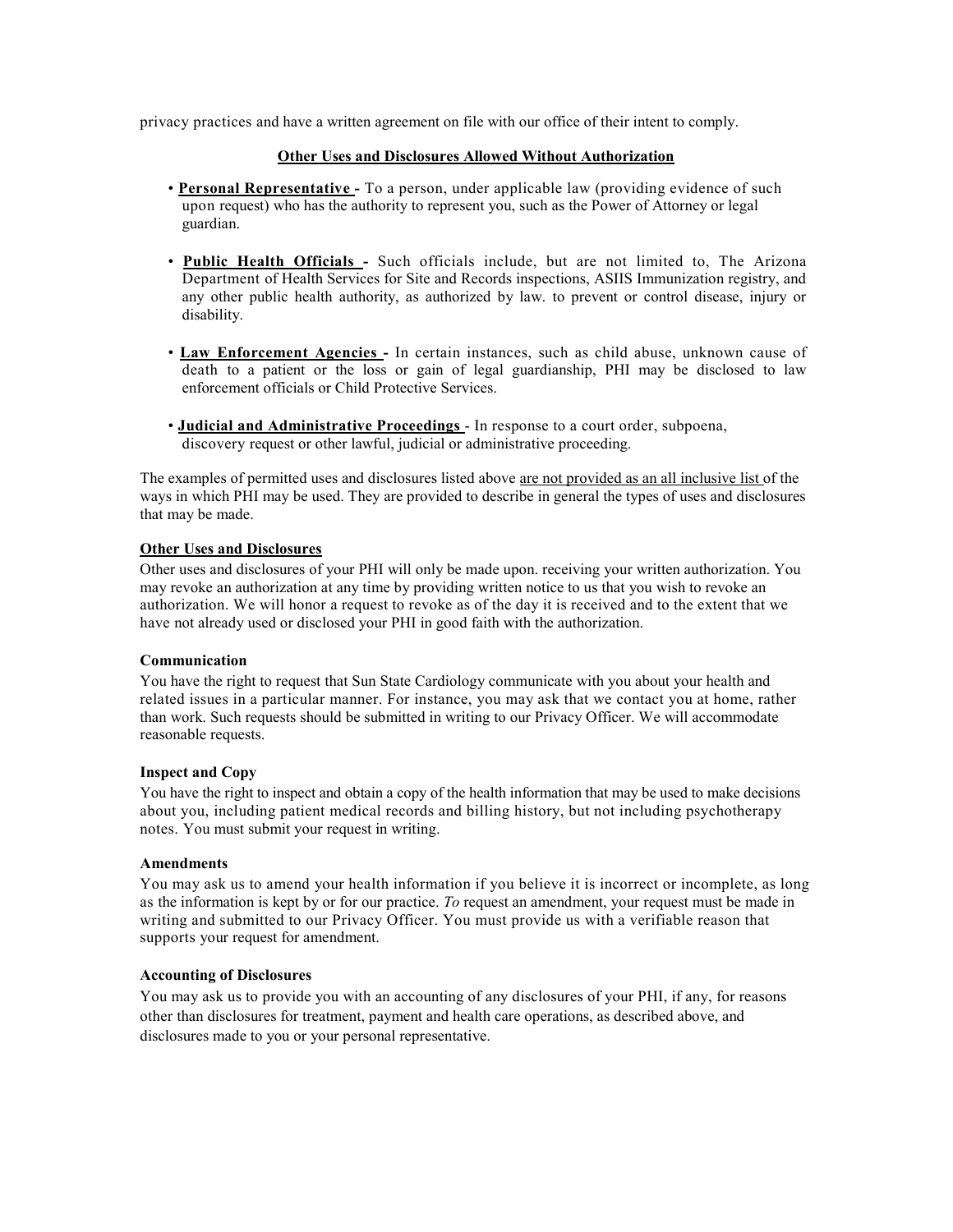privacy practices and have a written agreement on file with our office of their intent to comply.

**Other Uses and Disclosures Allowed Without Authorization**

- **Personal Representative -** To a person, under applicable law (providing evidence of such upon request) who has the authority to represent you, such as the Power of Attorney or legal guardian.
- **Public Health Officials -** Such officials include, but are not limited to, The Arizona Department of Health Services for Site and Records inspections, ASIIS Immunization registry, and any other public health authority, as authorized by law. to prevent or control disease, injury or disability.
- **Law Enforcement Agencies -** In certain instances, such as child abuse, unknown cause of death to a patient or the loss or gain of legal guardianship, PHI may be disclosed to law enforcement officials or Child Protective Services.
- **Judicial and Administrative Proceedings** - In response to a court order, subpoena, discovery request or other lawful, judicial or administrative proceeding.

The examples of permitted uses and disclosures listed above are not provided as an all inclusive list of the ways in which PHI may be used. They are provided to describe in general the types of uses and disclosures that may be made.

**Other Uses and Disclosures**

Other uses and disclosures of your PHI will only be made upon. receiving your written authorization. You may revoke an authorization at any time by providing written notice to us that you wish to revoke an authorization. We will honor a request to revoke as of the day it is received and to the extent that we have not already used or disclosed your PHI in good faith with the authorization.

**Communication**

You have the right to request that Sun State Cardiology communicate with you about your health and related issues in a particular manner. For instance, you may ask that we contact you at home, rather than work. Such requests should be submitted in writing to our Privacy Officer. We will accommodate reasonable requests.

**Inspect and Copy**

You have the right to inspect and obtain a copy of the health information that may be used to make decisions about you, including patient medical records and billing history, but not including psychotherapy notes. You must submit your request in writing.

**Amendments**

You may ask us to amend your health information if you believe it is incorrect or incomplete, as long as the information is kept by or for our practice. *To* request an amendment, your request must be made in writing and submitted to our Privacy Officer. You must provide us with a verifiable reason that supports your request for amendment.

**Accounting of Disclosures**

You may ask us to provide you with an accounting of any disclosures of your PHI, if any, for reasons other than disclosures for treatment, payment and health care operations, as described above, and disclosures made to you or your personal representative.